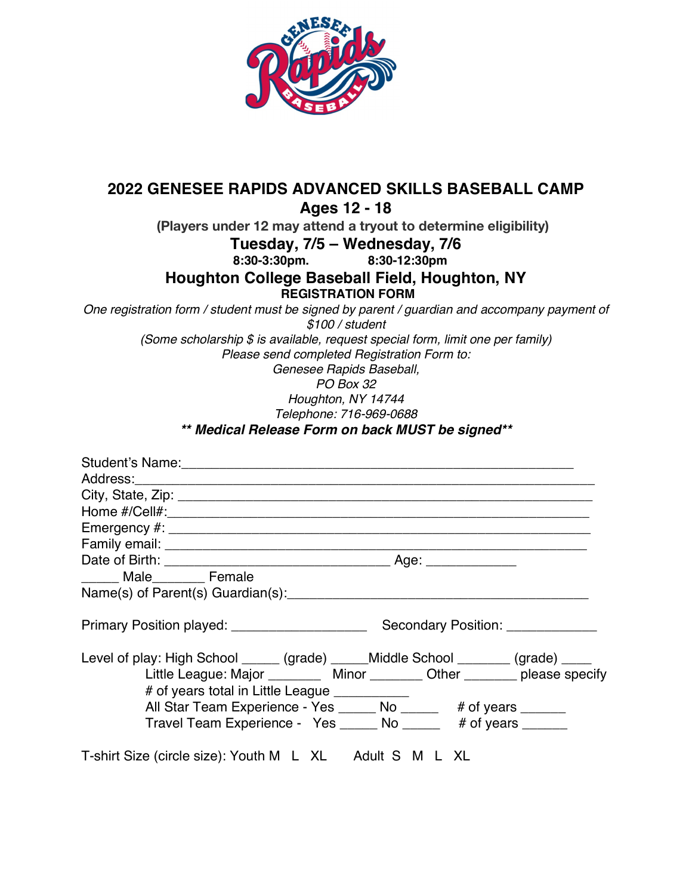# 2022 GENESEE RAPIDS ADVANCED SKILLS BASEBALL CAMP

## Ages 12 - 18

**(Players under 12 may attend a tryout to determine eligibility)**

## Tuesday, 7/5 – Wednesday, 7/6

**8:30-3:30pm. 8:30-12:30pm**

## Houghton College Baseball Field, Houghton, NY

**REGISTRATION FORM**

*One registration form / student must be signed by parent / guardian and accompany payment of $100 / student*

*(Some scholarship $ is available, request special form, limit one per family)*

*Please send completed Registration Form to:*

*Genesee Rapids Baseball,*
*PO Box 32*
*Houghton, NY 14744*
*Telephone: 716-969-0688*

***\*\* Medical Release Form on back MUST be signed\*\****

Student's Name:________________________________________________________

Address:_______________________________________________________________

City, State, Zip: ________________________________________________________

Home #/Cell#:__________________________________________________________

Emergency #: __________________________________________________________

Family email: __________________________________________________________

Date of Birth: _______________________________ Age: ____________

_____ Male_______ Female

Name(s) of Parent(s) Guardian(s):_________________________________________

Primary Position played: __________________ Secondary Position: ____________

Level of play: High School _____ (grade) _____Middle School _______ (grade) ____

Little League: Major _______ Minor _______ Other _______ please specify

\# of years total in Little League __________

All Star Team Experience - Yes _____ No _____ # of years ______

Travel Team Experience - Yes _____ No _____ # of years ______

T-shirt Size (circle size): Youth M L XL Adult S M L XL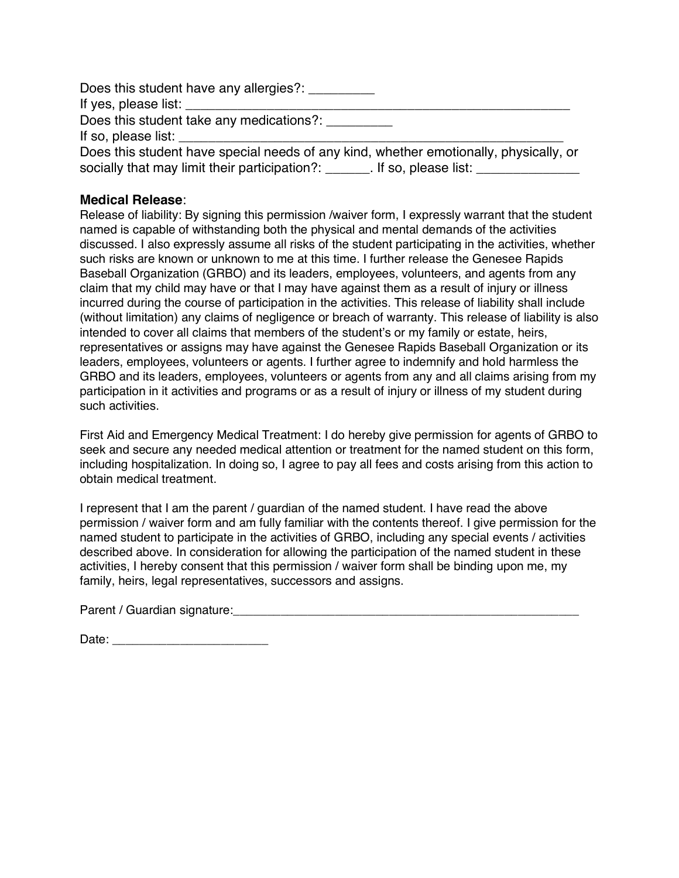Does this student have any allergies?: _________
If yes, please list: _______________________________________________________
Does this student take any medications?: _________
If so, please list: _______________________________________________________
Does this student have special needs of any kind, whether emotionally, physically, or socially that may limit their participation?: ______. If so, please list: ______________

**Medical Release**:
Release of liability: By signing this permission /waiver form, I expressly warrant that the student named is capable of withstanding both the physical and mental demands of the activities discussed. I also expressly assume all risks of the student participating in the activities, whether such risks are known or unknown to me at this time. I further release the Genesee Rapids Baseball Organization (GRBO) and its leaders, employees, volunteers, and agents from any claim that my child may have or that I may have against them as a result of injury or illness incurred during the course of participation in the activities. This release of liability shall include (without limitation) any claims of negligence or breach of warranty. This release of liability is also intended to cover all claims that members of the student's or my family or estate, heirs, representatives or assigns may have against the Genesee Rapids Baseball Organization or its leaders, employees, volunteers or agents. I further agree to indemnify and hold harmless the GRBO and its leaders, employees, volunteers or agents from any and all claims arising from my participation in it activities and programs or as a result of injury or illness of my student during such activities.

First Aid and Emergency Medical Treatment: I do hereby give permission for agents of GRBO to seek and secure any needed medical attention or treatment for the named student on this form, including hospitalization. In doing so, I agree to pay all fees and costs arising from this action to obtain medical treatment.

I represent that I am the parent / guardian of the named student. I have read the above permission / waiver form and am fully familiar with the contents thereof. I give permission for the named student to participate in the activities of GRBO, including any special events / activities described above. In consideration for allowing the participation of the named student in these activities, I hereby consent that this permission / waiver form shall be binding upon me, my family, heirs, legal representatives, successors and assigns.

Parent / Guardian signature:_____________________________________________________

Date: _______________________